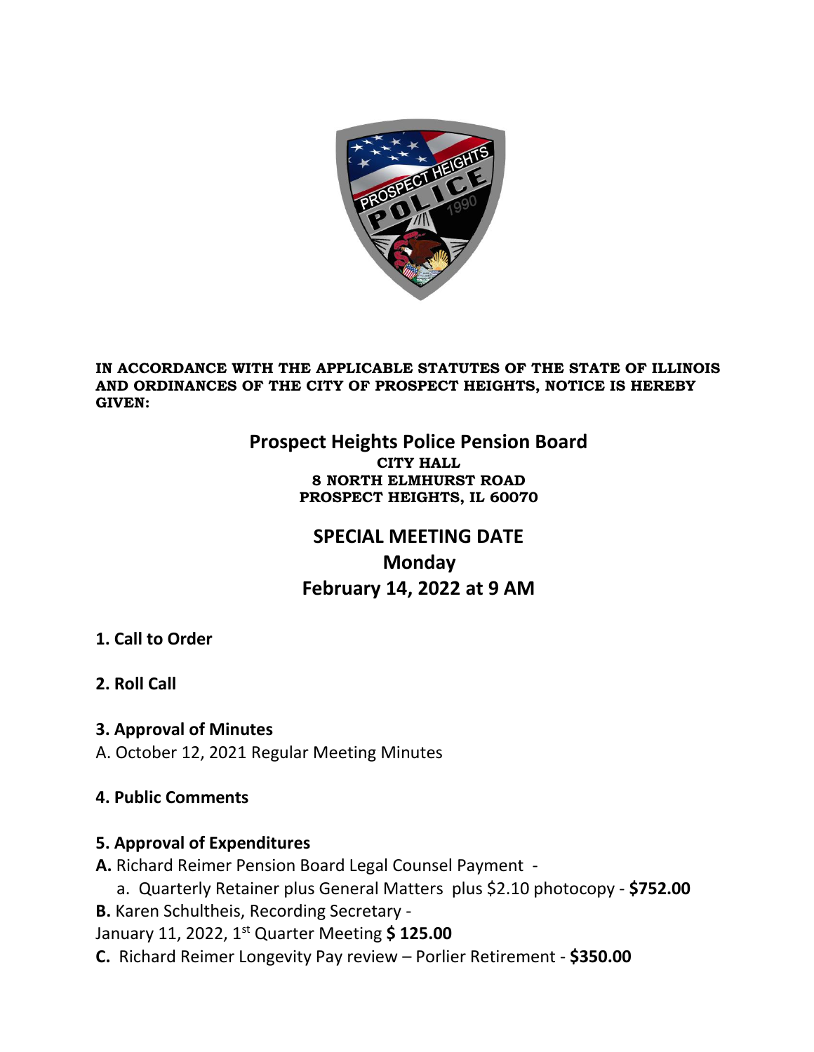**IN ACCORDANCE WITH THE APPLICABLE STATUTES OF THE STATE OF ILLINOIS AND ORDINANCES OF THE CITY OF PROSPECT HEIGHTS, NOTICE IS HEREBY GIVEN:**

## Prospect Heights Police Pension Board

**CITY HALL**
**8 NORTH ELMHURST ROAD**
**PROSPECT HEIGHTS, IL 60070**

## SPECIAL MEETING DATE
## Monday
## February 14, 2022 at 9 AM

**1. Call to Order**

**2. Roll Call**

**3. Approval of Minutes**

A. October 12, 2021 Regular Meeting Minutes

**4. Public Comments**

**5. Approval of Expenditures**

**A.** Richard Reimer Pension Board Legal Counsel Payment -

a. Quarterly Retainer plus General Matters plus $2.10 photocopy - **$752.00**

**B.** Karen Schultheis, Recording Secretary -
January 11, 2022, 1st Quarter Meeting **$ 125.00**

**C.** Richard Reimer Longevity Pay review – Porlier Retirement - **$350.00**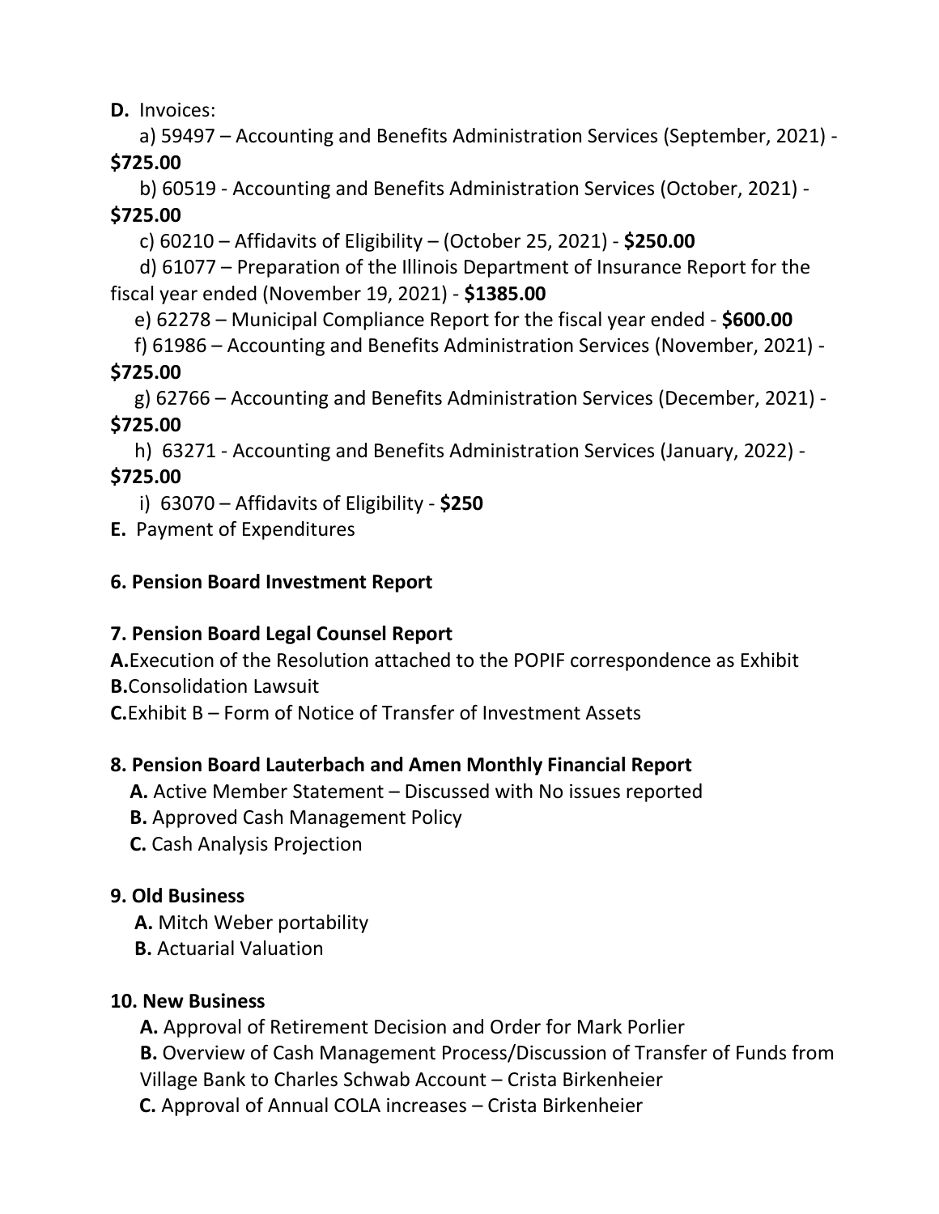**D.** Invoices:

a) 59497 – Accounting and Benefits Administration Services (September, 2021) - **$725.00**

b) 60519 - Accounting and Benefits Administration Services (October, 2021) - **$725.00**

c) 60210 – Affidavits of Eligibility – (October 25, 2021) - **$250.00**

d) 61077 – Preparation of the Illinois Department of Insurance Report for the fiscal year ended (November 19, 2021) - **$1385.00**

e) 62278 – Municipal Compliance Report for the fiscal year ended - **$600.00**

f) 61986 – Accounting and Benefits Administration Services (November, 2021) - **$725.00**

g) 62766 – Accounting and Benefits Administration Services (December, 2021) - **$725.00**

h) 63271 - Accounting and Benefits Administration Services (January, 2022) - **$725.00**

i) 63070 – Affidavits of Eligibility - **$250**

**E.** Payment of Expenditures

**6. Pension Board Investment Report**

**7. Pension Board Legal Counsel Report**

**A.** Execution of the Resolution attached to the POPIF correspondence as Exhibit

**B.** Consolidation Lawsuit

**C.** Exhibit B – Form of Notice of Transfer of Investment Assets

**8. Pension Board Lauterbach and Amen Monthly Financial Report**

**A.** Active Member Statement – Discussed with No issues reported

**B.** Approved Cash Management Policy

**C.** Cash Analysis Projection

**9. Old Business**

**A.** Mitch Weber portability

**B.** Actuarial Valuation

**10. New Business**

**A.** Approval of Retirement Decision and Order for Mark Porlier

**B.** Overview of Cash Management Process/Discussion of Transfer of Funds from Village Bank to Charles Schwab Account – Crista Birkenheier

**C.** Approval of Annual COLA increases – Crista Birkenheier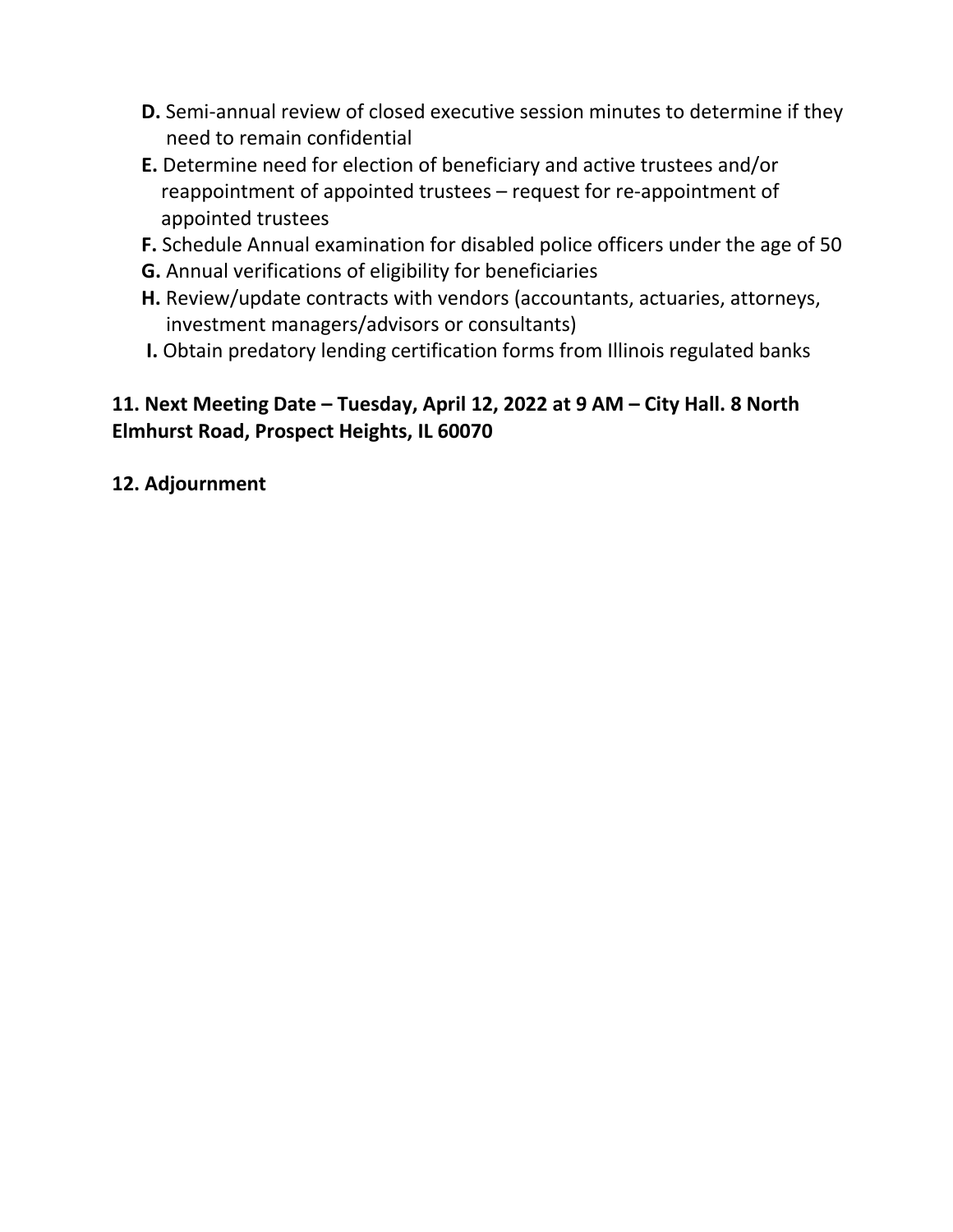**D.** Semi-annual review of closed executive session minutes to determine if they need to remain confidential

**E.** Determine need for election of beneficiary and active trustees and/or reappointment of appointed trustees – request for re-appointment of appointed trustees

**F.** Schedule Annual examination for disabled police officers under the age of 50

**G.** Annual verifications of eligibility for beneficiaries

**H.** Review/update contracts with vendors (accountants, actuaries, attorneys, investment managers/advisors or consultants)

**I.** Obtain predatory lending certification forms from Illinois regulated banks

**11. Next Meeting Date – Tuesday, April 12, 2022 at 9 AM – City Hall. 8 North Elmhurst Road, Prospect Heights, IL 60070**

**12. Adjournment**